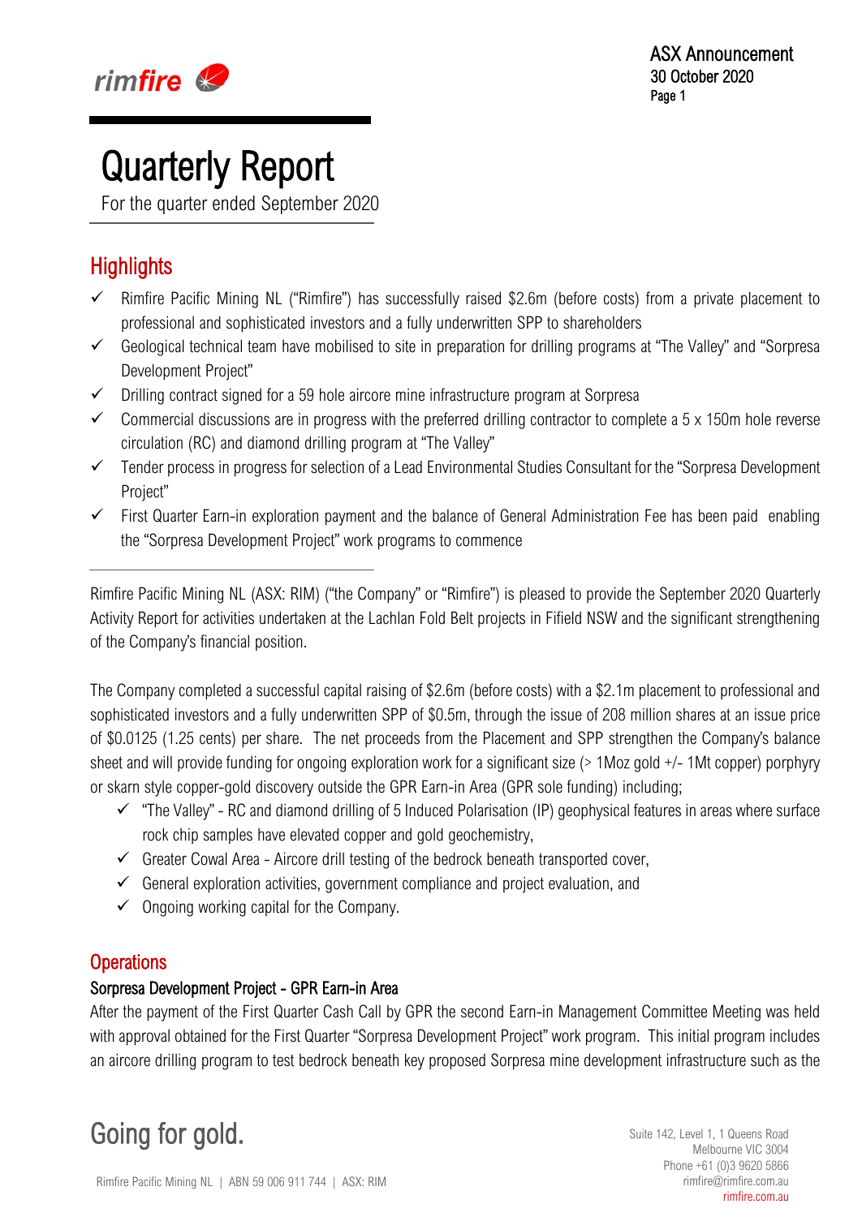# Quarterly Report

For the quarter ended September 2020

## Highlights

- ✓ Rimfire Pacific Mining NL ("Rimfire") has successfully raised $2.6m (before costs) from a private placement to professional and sophisticated investors and a fully underwritten SPP to shareholders
- ✓ Geological technical team have mobilised to site in preparation for drilling programs at "The Valley" and "Sorpresa Development Project"
- ✓ Drilling contract signed for a 59 hole aircore mine infrastructure program at Sorpresa
- ✓ Commercial discussions are in progress with the preferred drilling contractor to complete a 5 x 150m hole reverse circulation (RC) and diamond drilling program at "The Valley"
- ✓ Tender process in progress for selection of a Lead Environmental Studies Consultant for the "Sorpresa Development Project"
- ✓ First Quarter Earn-in exploration payment and the balance of General Administration Fee has been paid enabling the "Sorpresa Development Project" work programs to commence

---

Rimfire Pacific Mining NL (ASX: RIM) ("the Company" or "Rimfire") is pleased to provide the September 2020 Quarterly Activity Report for activities undertaken at the Lachlan Fold Belt projects in Fifield NSW and the significant strengthening of the Company's financial position.

The Company completed a successful capital raising of $2.6m (before costs) with a $2.1m placement to professional and sophisticated investors and a fully underwritten SPP of $0.5m, through the issue of 208 million shares at an issue price of $0.0125 (1.25 cents) per share. The net proceeds from the Placement and SPP strengthen the Company's balance sheet and will provide funding for ongoing exploration work for a significant size (> 1Moz gold +/- 1Mt copper) porphyry or skarn style copper-gold discovery outside the GPR Earn-in Area (GPR sole funding) including;

- ✓ "The Valley" - RC and diamond drilling of 5 Induced Polarisation (IP) geophysical features in areas where surface rock chip samples have elevated copper and gold geochemistry,
- ✓ Greater Cowal Area - Aircore drill testing of the bedrock beneath transported cover,
- ✓ General exploration activities, government compliance and project evaluation, and
- ✓ Ongoing working capital for the Company.

## Operations

### Sorpresa Development Project - GPR Earn-in Area

After the payment of the First Quarter Cash Call by GPR the second Earn-in Management Committee Meeting was held with approval obtained for the First Quarter "Sorpresa Development Project" work program. This initial program includes an aircore drilling program to test bedrock beneath key proposed Sorpresa mine development infrastructure such as the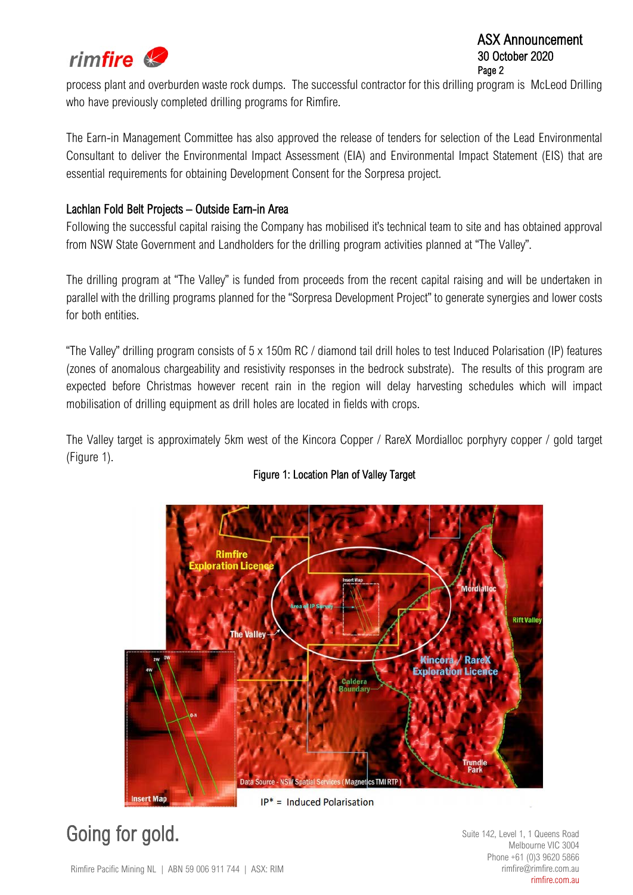process plant and overburden waste rock dumps. The successful contractor for this drilling program is McLeod Drilling who have previously completed drilling programs for Rimfire.

The Earn-in Management Committee has also approved the release of tenders for selection of the Lead Environmental Consultant to deliver the Environmental Impact Assessment (EIA) and Environmental Impact Statement (EIS) that are essential requirements for obtaining Development Consent for the Sorpresa project.

## Lachlan Fold Belt Projects – Outside Earn-in Area

Following the successful capital raising the Company has mobilised it's technical team to site and has obtained approval from NSW State Government and Landholders for the drilling program activities planned at "The Valley".

The drilling program at "The Valley" is funded from proceeds from the recent capital raising and will be undertaken in parallel with the drilling programs planned for the "Sorpresa Development Project" to generate synergies and lower costs for both entities.

"The Valley" drilling program consists of 5 x 150m RC / diamond tail drill holes to test Induced Polarisation (IP) features (zones of anomalous chargeability and resistivity responses in the bedrock substrate). The results of this program are expected before Christmas however recent rain in the region will delay harvesting schedules which will impact mobilisation of drilling equipment as drill holes are located in fields with crops.

The Valley target is approximately 5km west of the Kincora Copper / RareX Mordialloc porphyry copper / gold target (Figure 1).

Figure 1: Location Plan of Valley Target

IP* = Induced Polarisation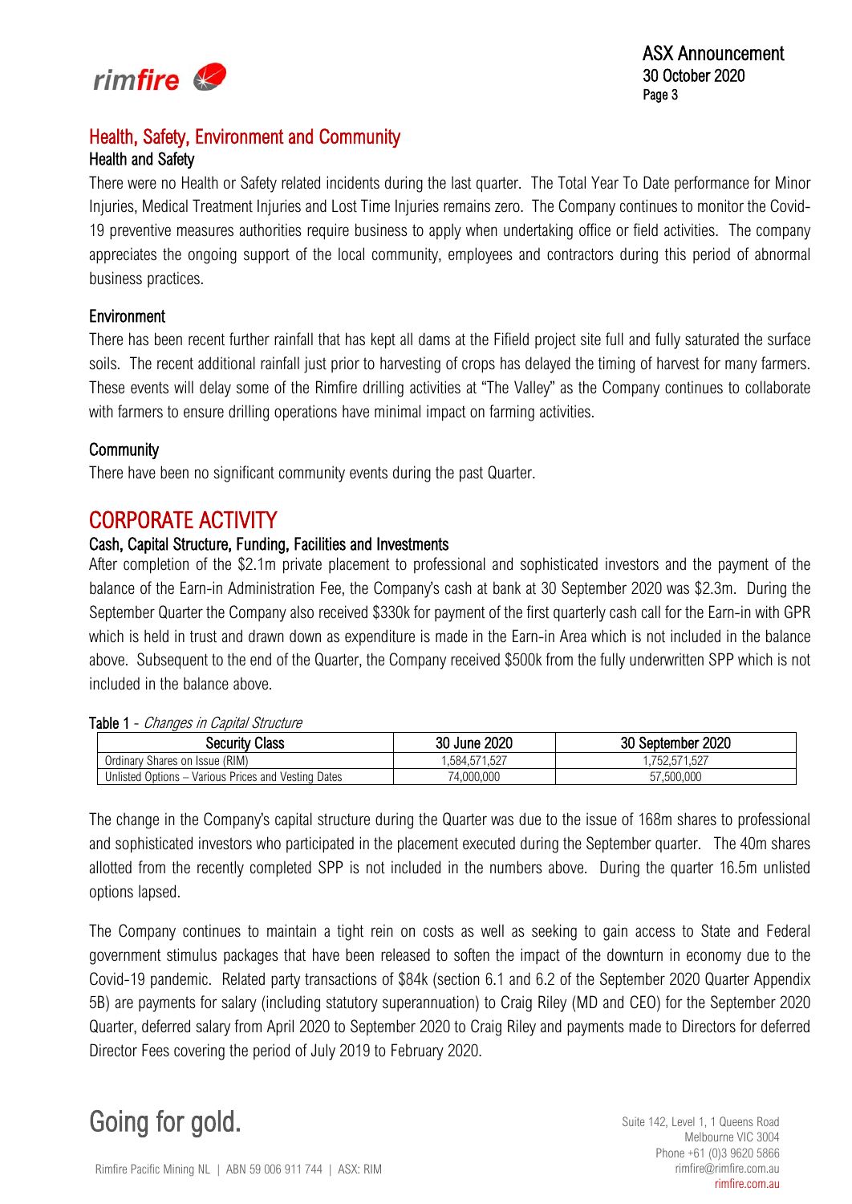## Health, Safety, Environment and Community

### Health and Safety

There were no Health or Safety related incidents during the last quarter. The Total Year To Date performance for Minor Injuries, Medical Treatment Injuries and Lost Time Injuries remains zero. The Company continues to monitor the Covid-19 preventive measures authorities require business to apply when undertaking office or field activities. The company appreciates the ongoing support of the local community, employees and contractors during this period of abnormal business practices.

### Environment

There has been recent further rainfall that has kept all dams at the Fifield project site full and fully saturated the surface soils. The recent additional rainfall just prior to harvesting of crops has delayed the timing of harvest for many farmers. These events will delay some of the Rimfire drilling activities at "The Valley" as the Company continues to collaborate with farmers to ensure drilling operations have minimal impact on farming activities.

### Community

There have been no significant community events during the past Quarter.

# CORPORATE ACTIVITY

### Cash, Capital Structure, Funding, Facilities and Investments

After completion of the $2.1m private placement to professional and sophisticated investors and the payment of the balance of the Earn-in Administration Fee, the Company's cash at bank at 30 September 2020 was $2.3m. During the September Quarter the Company also received $330k for payment of the first quarterly cash call for the Earn-in with GPR which is held in trust and drawn down as expenditure is made in the Earn-in Area which is not included in the balance above. Subsequent to the end of the Quarter, the Company received $500k from the fully underwritten SPP which is not included in the balance above.

**Table 1** - *Changes in Capital Structure*

| Security Class | 30 June 2020 | 30 September 2020 |
|---|---|---|
| Ordinary Shares on Issue (RIM) | 1,584,571,527 | 1,752,571,527 |
| Unlisted Options – Various Prices and Vesting Dates | 74,000,000 | 57,500,000 |

The change in the Company's capital structure during the Quarter was due to the issue of 168m shares to professional and sophisticated investors who participated in the placement executed during the September quarter. The 40m shares allotted from the recently completed SPP is not included in the numbers above. During the quarter 16.5m unlisted options lapsed.

The Company continues to maintain a tight rein on costs as well as seeking to gain access to State and Federal government stimulus packages that have been released to soften the impact of the downturn in economy due to the Covid-19 pandemic. Related party transactions of $84k (section 6.1 and 6.2 of the September 2020 Quarter Appendix 5B) are payments for salary (including statutory superannuation) to Craig Riley (MD and CEO) for the September 2020 Quarter, deferred salary from April 2020 to September 2020 to Craig Riley and payments made to Directors for deferred Director Fees covering the period of July 2019 to February 2020.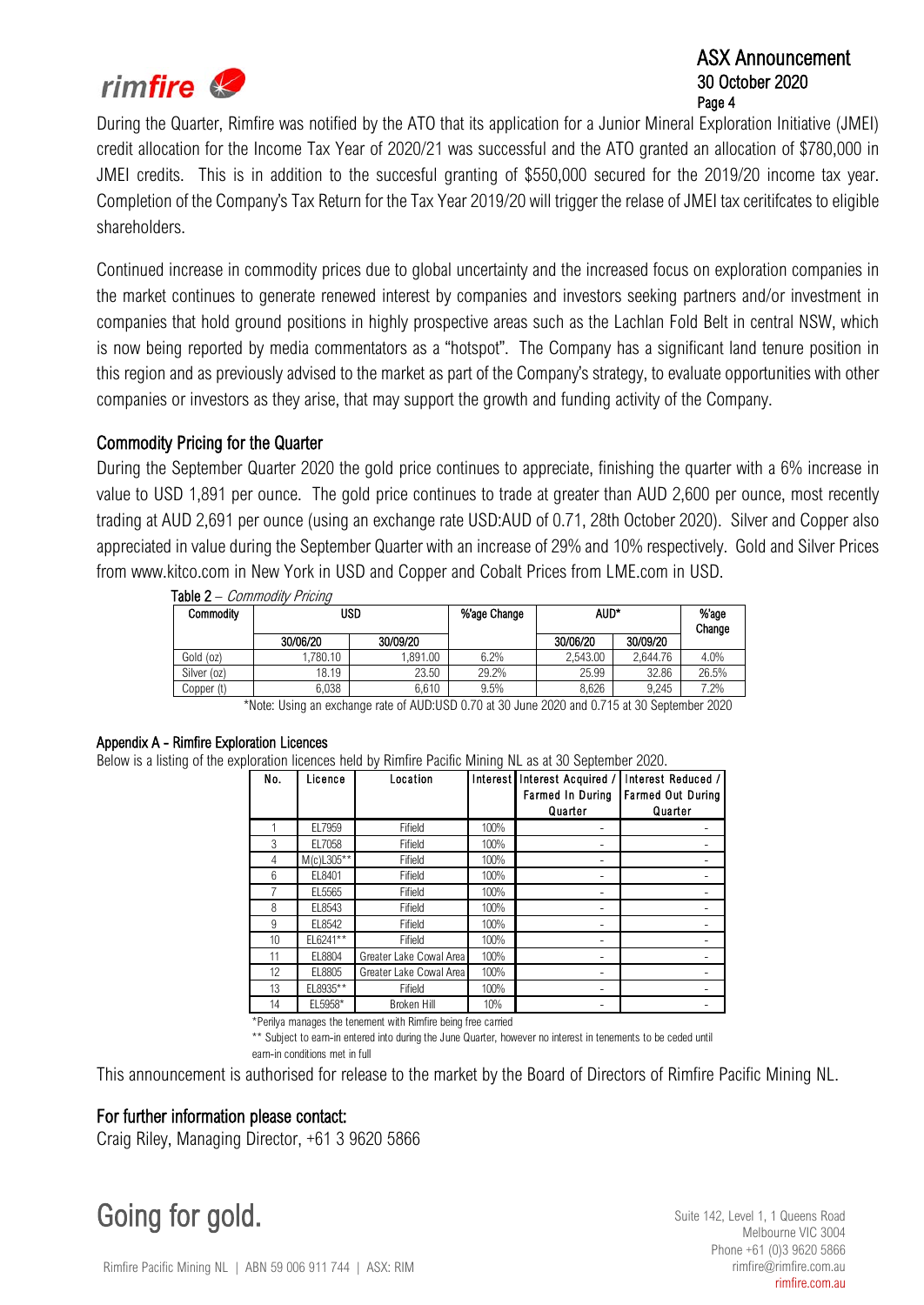During the Quarter, Rimfire was notified by the ATO that its application for a Junior Mineral Exploration Initiative (JMEI) credit allocation for the Income Tax Year of 2020/21 was successful and the ATO granted an allocation of $780,000 in JMEI credits. This is in addition to the succesful granting of $550,000 secured for the 2019/20 income tax year. Completion of the Company's Tax Return for the Tax Year 2019/20 will trigger the relase of JMEI tax ceritifcates to eligible shareholders.

Continued increase in commodity prices due to global uncertainty and the increased focus on exploration companies in the market continues to generate renewed interest by companies and investors seeking partners and/or investment in companies that hold ground positions in highly prospective areas such as the Lachlan Fold Belt in central NSW, which is now being reported by media commentators as a "hotspot". The Company has a significant land tenure position in this region and as previously advised to the market as part of the Company's strategy, to evaluate opportunities with other companies or investors as they arise, that may support the growth and funding activity of the Company.

## Commodity Pricing for the Quarter

During the September Quarter 2020 the gold price continues to appreciate, finishing the quarter with a 6% increase in value to USD 1,891 per ounce. The gold price continues to trade at greater than AUD 2,600 per ounce, most recently trading at AUD 2,691 per ounce (using an exchange rate USD:AUD of 0.71, 28th October 2020). Silver and Copper also appreciated in value during the September Quarter with an increase of 29% and 10% respectively. Gold and Silver Prices from www.kitco.com in New York in USD and Copper and Cobalt Prices from LME.com in USD.

**Table 2** – *Commodity Pricing*

| Commodity | USD | | %'age Change | AUD* | | %'age Change |
|---|---|---|---|---|---|---|
| | 30/06/20 | 30/09/20 | | 30/06/20 | 30/09/20 | |
| Gold (oz) | 1,780.10 | 1,891.00 | 6.2% | 2,543.00 | 2,644.76 | 4.0% |
| Silver (oz) | 18.19 | 23.50 | 29.2% | 25.99 | 32.86 | 26.5% |
| Copper (t) | 6,038 | 6,610 | 9.5% | 8,626 | 9,245 | 7.2% |

*Note: Using an exchange rate of AUD:USD 0.70 at 30 June 2020 and 0.715 at 30 September 2020

### Appendix A - Rimfire Exploration Licences

Below is a listing of the exploration licences held by Rimfire Pacific Mining NL as at 30 September 2020.

| No. | Licence | Location | Interest | Interest Acquired / Farmed In During Quarter | Interest Reduced / Farmed Out During Quarter |
|---|---|---|---|---|---|
| 1 | EL7959 | Fifield | 100% | - | - |
| 3 | EL7058 | Fifield | 100% | - | - |
| 4 | M(c)L305** | Fifield | 100% | - | - |
| 6 | EL8401 | Fifield | 100% | - | - |
| 7 | EL5565 | Fifield | 100% | - | - |
| 8 | EL8543 | Fifield | 100% | - | - |
| 9 | EL8542 | Fifield | 100% | - | - |
| 10 | EL6241** | Fifield | 100% | - | - |
| 11 | EL8804 | Greater Lake Cowal Area | 100% | - | - |
| 12 | EL8805 | Greater Lake Cowal Area | 100% | - | - |
| 13 | EL8935** | Fifield | 100% | - | - |
| 14 | EL5958* | Broken Hill | 10% | - | - |

*Perilya manages the tenement with Rimfire being free carried

** Subject to earn-in entered into during the June Quarter, however no interest in tenements to be ceded until earn-in conditions met in full

This announcement is authorised for release to the market by the Board of Directors of Rimfire Pacific Mining NL.

## For further information please contact:

Craig Riley, Managing Director, +61 3 9620 5866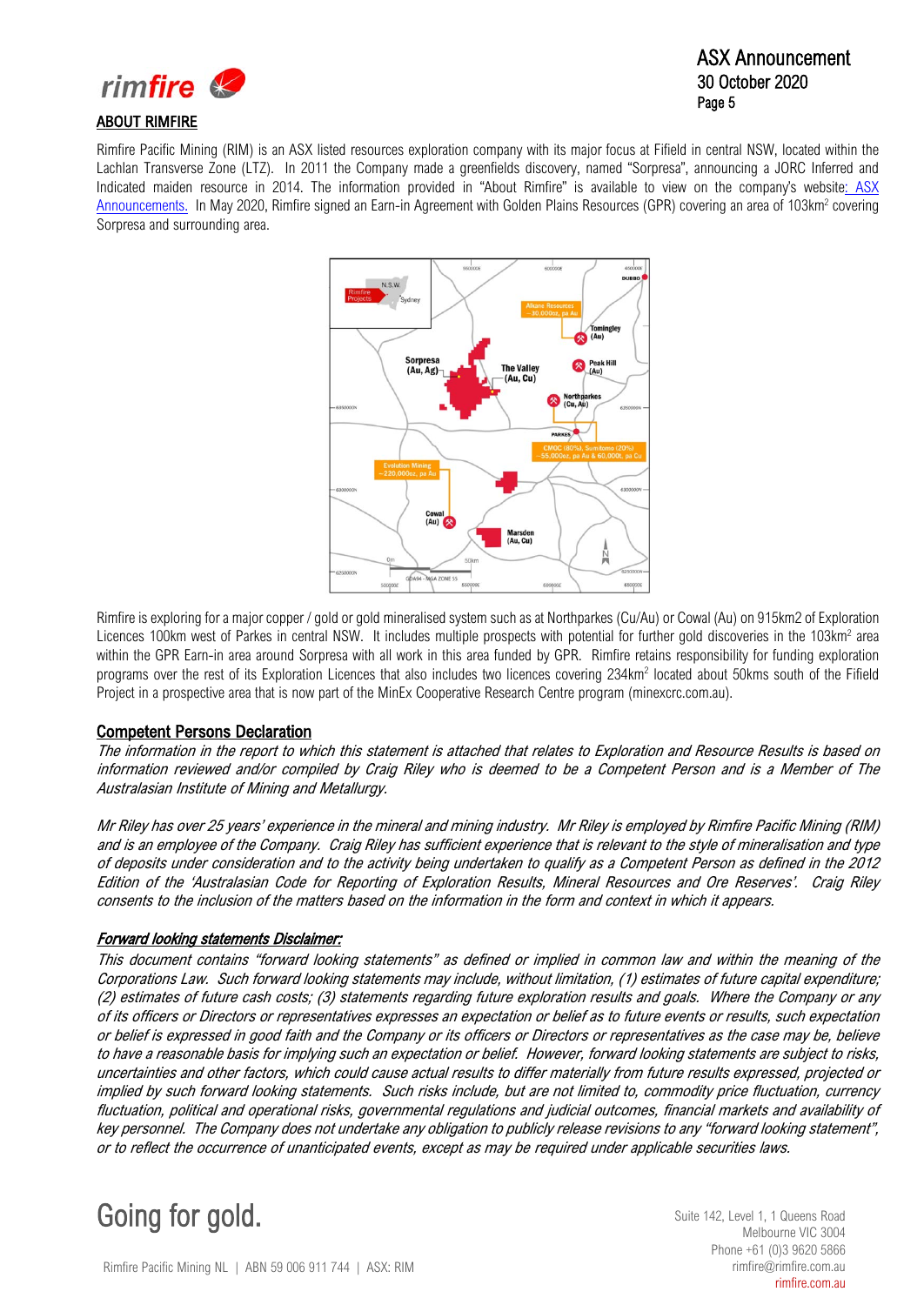## ABOUT RIMFIRE

Rimfire Pacific Mining (RIM) is an ASX listed resources exploration company with its major focus at Fifield in central NSW, located within the Lachlan Transverse Zone (LTZ). In 2011 the Company made a greenfields discovery, named "Sorpresa", announcing a JORC Inferred and Indicated maiden resource in 2014. The information provided in "About Rimfire" is available to view on the company's website: ASX Announcements. In May 2020, Rimfire signed an Earn-in Agreement with Golden Plains Resources (GPR) covering an area of 103km$^2$ covering Sorpresa and surrounding area.

N.S.W.
Rimfire Projects
Sydney
Sorpresa (Au, Ag)
The Valley (Au, Cu)
Alkane Resources ~30,000oz. pa Au
Tomingley (Au)
Peak Hill (Au)
Northparkes (Cu, Au)
DUBBO
PARKES
CMOC (80%), Sumitomo (20%) ~55,000oz. pa Au & 60,000t. pa Cu
Evolution Mining ~220,000oz. pa Au
Cowal (Au)
Marsden (Au, Cu)
0m 50km
GDA94 - MGA ZONE 55

Rimfire is exploring for a major copper / gold or gold mineralised system such as at Northparkes (Cu/Au) or Cowal (Au) on 915km2 of Exploration Licences 100km west of Parkes in central NSW. It includes multiple prospects with potential for further gold discoveries in the 103km$^2$ area within the GPR Earn-in area around Sorpresa with all work in this area funded by GPR. Rimfire retains responsibility for funding exploration programs over the rest of its Exploration Licences that also includes two licences covering 234km$^2$ located about 50kms south of the Fifield Project in a prospective area that is now part of the MinEx Cooperative Research Centre program (minexcrc.com.au).

## Competent Persons Declaration

*The information in the report to which this statement is attached that relates to Exploration and Resource Results is based on information reviewed and/or compiled by Craig Riley who is deemed to be a Competent Person and is a Member of The Australasian Institute of Mining and Metallurgy.*

*Mr Riley has over 25 years' experience in the mineral and mining industry. Mr Riley is employed by Rimfire Pacific Mining (RIM) and is an employee of the Company. Craig Riley has sufficient experience that is relevant to the style of mineralisation and type of deposits under consideration and to the activity being undertaken to qualify as a Competent Person as defined in the 2012 Edition of the 'Australasian Code for Reporting of Exploration Results, Mineral Resources and Ore Reserves'. Craig Riley consents to the inclusion of the matters based on the information in the form and context in which it appears.*

## *Forward looking statements Disclaimer:*

*This document contains "forward looking statements" as defined or implied in common law and within the meaning of the Corporations Law. Such forward looking statements may include, without limitation, (1) estimates of future capital expenditure; (2) estimates of future cash costs; (3) statements regarding future exploration results and goals. Where the Company or any of its officers or Directors or representatives expresses an expectation or belief as to future events or results, such expectation or belief is expressed in good faith and the Company or its officers or Directors or representatives as the case may be, believe to have a reasonable basis for implying such an expectation or belief. However, forward looking statements are subject to risks, uncertainties and other factors, which could cause actual results to differ materially from future results expressed, projected or implied by such forward looking statements. Such risks include, but are not limited to, commodity price fluctuation, currency fluctuation, political and operational risks, governmental regulations and judicial outcomes, financial markets and availability of key personnel. The Company does not undertake any obligation to publicly release revisions to any "forward looking statement", or to reflect the occurrence of unanticipated events, except as may be required under applicable securities laws.*